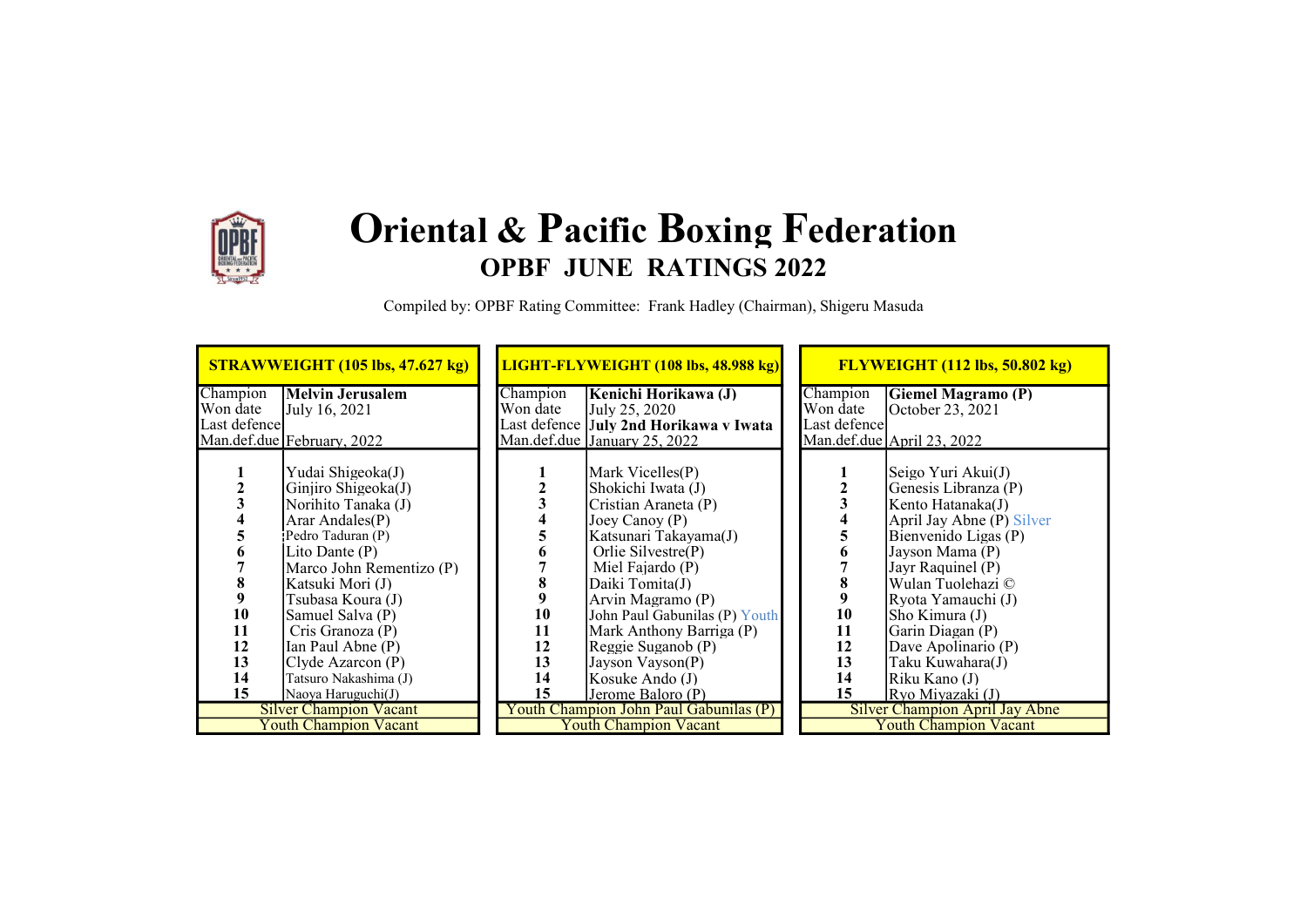# Oriental & Pacific Boxing Federation

## OPBF JUNE RATINGS 2022

Compiled by: OPBF Rating Committee: Frank Hadley (Chairman), Shigeru Masuda

### STRAWWEIGHT (105 lbs, 47.627 kg)

| | |
|---|---|
| Champion | **Melvin Jerusalem** |
| Won date | July 16, 2021 |
| Last defence | |
| Man.def.due | February, 2022 |

| Rank | Boxer |
|---|---|
| 1 | Yudai Shigeoka(J) |
| 2 | Ginjiro Shigeoka(J) |
| 3 | Norihito Tanaka (J) |
| 4 | Arar Andales(P) |
| 5 | Pedro Taduran (P) |
| 6 | Lito Dante (P) |
| 7 | Marco John Rementizo (P) |
| 8 | Katsuki Mori (J) |
| 9 | Tsubasa Koura (J) |
| 10 | Samuel Salva (P) |
| 11 | Cris Granoza (P) |
| 12 | Ian Paul Abne (P) |
| 13 | Clyde Azarcon (P) |
| 14 | Tatsuro Nakashima (J) |
| 15 | Naoya Haruguchi(J) |

Silver Champion Vacant

Youth Champion Vacant

### LIGHT-FLYWEIGHT (108 lbs, 48.988 kg)

| | |
|---|---|
| Champion | **Kenichi Horikawa (J)** |
| Won date | July 25, 2020 |
| Last defence | **July 2nd Horikawa v Iwata** |
| Man.def.due | January 25, 2022 |

| Rank | Boxer |
|---|---|
| 1 | Mark Vicelles(P) |
| 2 | Shokichi Iwata (J) |
| 3 | Cristian Araneta (P) |
| 4 | Joey Canoy (P) |
| 5 | Katsunari Takayama(J) |
| 6 | Orlie Silvestre(P) |
| 7 | Miel Fajardo (P) |
| 8 | Daiki Tomita(J) |
| 9 | Arvin Magramo (P) |
| 10 | John Paul Gabunilas (P) Youth |
| 11 | Mark Anthony Barriga (P) |
| 12 | Reggie Suganob (P) |
| 13 | Jayson Vayson(P) |
| 14 | Kosuke Ando (J) |
| 15 | Jerome Baloro (P) |

Youth Champion John Paul Gabunilas (P)

Youth Champion Vacant

### FLYWEIGHT (112 lbs, 50.802 kg)

| | |
|---|---|
| Champion | **Giemel Magramo (P)** |
| Won date | October 23, 2021 |
| Last defence | |
| Man.def.due | April 23, 2022 |

| Rank | Boxer |
|---|---|
| 1 | Seigo Yuri Akui(J) |
| 2 | Genesis Libranza (P) |
| 3 | Kento Hatanaka(J) |
| 4 | April Jay Abne (P) Silver |
| 5 | Bienvenido Ligas (P) |
| 6 | Jayson Mama (P) |
| 7 | Jayr Raquinel (P) |
| 8 | Wulan Tuolehazi © |
| 9 | Ryota Yamauchi (J) |
| 10 | Sho Kimura (J) |
| 11 | Garin Diagan (P) |
| 12 | Dave Apolinario (P) |
| 13 | Taku Kuwahara(J) |
| 14 | Riku Kano (J) |
| 15 | Ryo Miyazaki (J) |

Silver Champion April Jay Abne

Youth Champion Vacant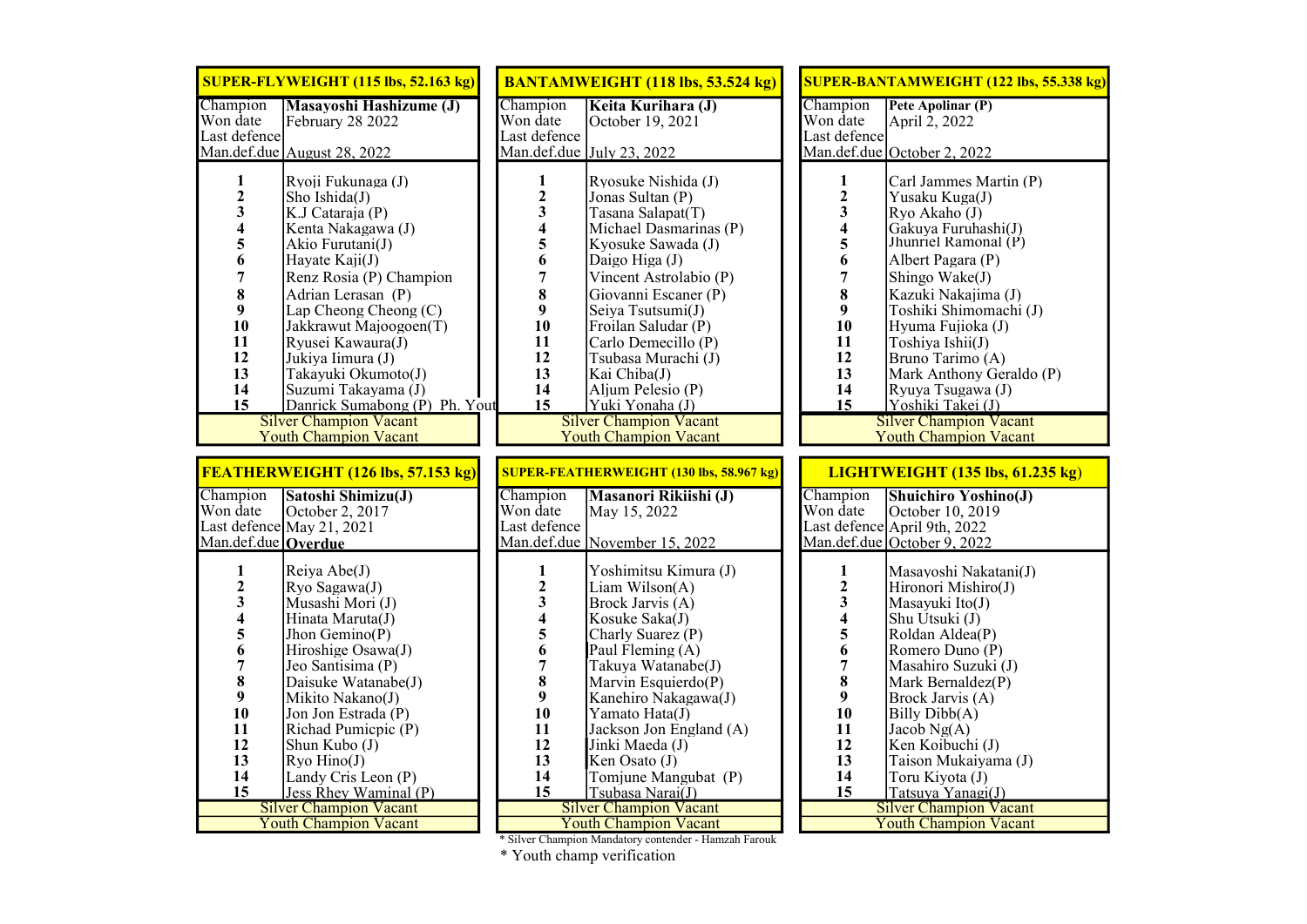## SUPER-FLYWEIGHT (115 lbs, 52.163 kg)

| | |
|---|---|
| Champion | **Masayoshi Hashizume (J)** |
| Won date | February 28 2022 |
| Last defence | |
| Man.def.due | August 28, 2022 |
| **1** | Ryoji Fukunaga (J) |
| **2** | Sho Ishida(J) |
| **3** | K.J Cataraja (P) |
| **4** | Kenta Nakagawa (J) |
| **5** | Akio Furutani(J) |
| **6** | Hayate Kaji(J) |
| **7** | Renz Rosia (P) Champion |
| **8** | Adrian Lerasan (P) |
| **9** | Lap Cheong Cheong (C) |
| **10** | Jakkrawut Majoogoen(T) |
| **11** | Ryusei Kawaura(J) |
| **12** | Jukiya Iimura (J) |
| **13** | Takayuki Okumoto(J) |
| **14** | Suzumi Takayama (J) |
| **15** | Danrick Sumabong (P) Ph. Yout |
| Silver Champion Vacant | |
| Youth Champion Vacant | |

## BANTAMWEIGHT (118 lbs, 53.524 kg)

| | |
|---|---|
| Champion | **Keita Kurihara (J)** |
| Won date | October 19, 2021 |
| Last defence | |
| Man.def.due | July 23, 2022 |
| **1** | Ryosuke Nishida (J) |
| **2** | Jonas Sultan (P) |
| **3** | Tasana Salapat(T) |
| **4** | Michael Dasmarinas (P) |
| **5** | Kyosuke Sawada (J) |
| **6** | Daigo Higa (J) |
| **7** | Vincent Astrolabio (P) |
| **8** | Giovanni Escaner (P) |
| **9** | Seiya Tsutsumi(J) |
| **10** | Froilan Saludar (P) |
| **11** | Carlo Demecillo (P) |
| **12** | Tsubasa Murachi (J) |
| **13** | Kai Chiba(J) |
| **14** | Aljum Pelesio (P) |
| **15** | Yuki Yonaha (J) |
| Silver Champion Vacant | |
| Youth Champion Vacant | |

## SUPER-BANTAMWEIGHT (122 lbs, 55.338 kg)

| | |
|---|---|
| Champion | **Pete Apolinar (P)** |
| Won date | April 2, 2022 |
| Last defence | |
| Man.def.due | October 2, 2022 |
| **1** | Carl Jammes Martin (P) |
| **2** | Yusaku Kuga(J) |
| **3** | Ryo Akaho (J) |
| **4** | Gakuya Furuhashi(J) |
| **5** | Jhunriel Ramonal (P) |
| **6** | Albert Pagara (P) |
| **7** | Shingo Wake(J) |
| **8** | Kazuki Nakajima (J) |
| **9** | Toshiki Shimomachi (J) |
| **10** | Hyuma Fujioka (J) |
| **11** | Toshiya Ishii(J) |
| **12** | Bruno Tarimo (A) |
| **13** | Mark Anthony Geraldo (P) |
| **14** | Ryuya Tsugawa (J) |
| **15** | Yoshiki Takei (J) |
| Silver Champion Vacant | |
| Youth Champion Vacant | |

## FEATHERWEIGHT (126 lbs, 57.153 kg)

| | |
|---|---|
| Champion | **Satoshi Shimizu(J)** |
| Won date | October 2, 2017 |
| Last defence | May 21, 2021 |
| Man.def.due | **Overdue** |
| **1** | Reiya Abe(J) |
| **2** | Ryo Sagawa(J) |
| **3** | Musashi Mori (J) |
| **4** | Hinata Maruta(J) |
| **5** | Jhon Gemino(P) |
| **6** | Hiroshige Osawa(J) |
| **7** | Jeo Santisima (P) |
| **8** | Daisuke Watanabe(J) |
| **9** | Mikito Nakano(J) |
| **10** | Jon Jon Estrada (P) |
| **11** | Richad Pumicpic (P) |
| **12** | Shun Kubo (J) |
| **13** | Ryo Hino(J) |
| **14** | Landy Cris Leon (P) |
| **15** | Jess Rhey Waminal (P) |
| Silver Champion Vacant | |
| Youth Champion Vacant | |

## SUPER-FEATHERWEIGHT (130 lbs, 58.967 kg)

| | |
|---|---|
| Champion | **Masanori Rikiishi (J)** |
| Won date | May 15, 2022 |
| Last defence | |
| Man.def.due | November 15, 2022 |
| **1** | Yoshimitsu Kimura (J) |
| **2** | Liam Wilson(A) |
| **3** | Brock Jarvis (A) |
| **4** | Kosuke Saka(J) |
| **5** | Charly Suarez (P) |
| **6** | Paul Fleming (A) |
| **7** | Takuya Watanabe(J) |
| **8** | Marvin Esquierdo(P) |
| **9** | Kanehiro Nakagawa(J) |
| **10** | Yamato Hata(J) |
| **11** | Jackson Jon England (A) |
| **12** | Jinki Maeda (J) |
| **13** | Ken Osato (J) |
| **14** | Tomjune Mangubat (P) |
| **15** | Tsubasa Narai(J) |
| Silver Champion Vacant | |
| Youth Champion Vacant | |

* Silver Champion Mandatory contender - Hamzah Farouk

* Youth champ verification

## LIGHTWEIGHT (135 lbs, 61.235 kg)

| | |
|---|---|
| Champion | **Shuichiro Yoshino(J)** |
| Won date | October 10, 2019 |
| Last defence | April 9th, 2022 |
| Man.def.due | October 9, 2022 |
| **1** | Masayoshi Nakatani(J) |
| **2** | Hironori Mishiro(J) |
| **3** | Masayuki Ito(J) |
| **4** | Shu Utsuki (J) |
| **5** | Roldan Aldea(P) |
| **6** | Romero Duno (P) |
| **7** | Masahiro Suzuki (J) |
| **8** | Mark Bernaldez(P) |
| **9** | Brock Jarvis (A) |
| **10** | Billy Dibb(A) |
| **11** | Jacob Ng(A) |
| **12** | Ken Koibuchi (J) |
| **13** | Taison Mukaiyama (J) |
| **14** | Toru Kiyota (J) |
| **15** | Tatsuya Yanagi(J) |
| Silver Champion Vacant | |
| Youth Champion Vacant | |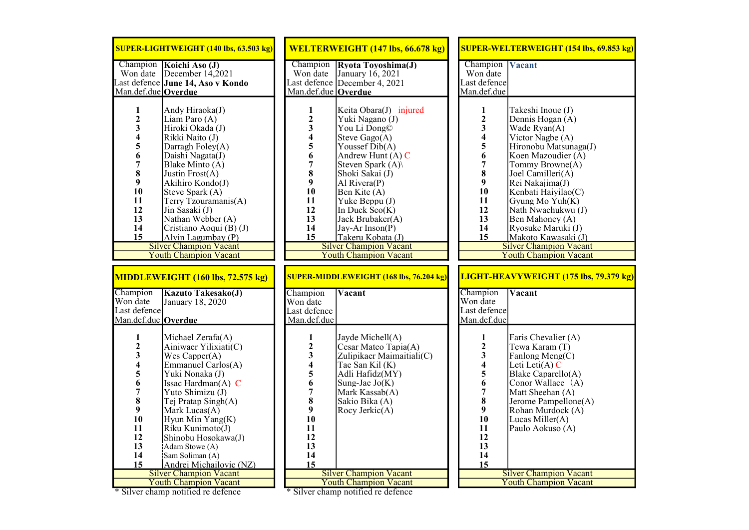## SUPER-LIGHTWEIGHT (140 lbs, 63.503 kg)

| | |
|---|---|
| Champion | **Koichi Aso (J)** |
| Won date | December 14,2021 |
| Last defence | **June 14, Aso v Kondo** |
| Man.def.due | **Overdue** |
| **1** | Andy Hiraoka(J) |
| **2** | Liam Paro (A) |
| **3** | Hiroki Okada (J) |
| **4** | Rikki Naito (J) |
| **5** | Darragh Foley(A) |
| **6** | Daishi Nagata(J) |
| **7** | Blake Minto (A) |
| **8** | Justin Frost(A) |
| **9** | Akihiro Kondo(J) |
| **10** | Steve Spark (A) |
| **11** | Terry Tzouramanis(A) |
| **12** | Jin Sasaki (J) |
| **13** | Nathan Webber (A) |
| **14** | Cristiano Aoqui (B) (J) |
| **15** | Alvin Lagumbay (P) |
| Silver Champion Vacant | |
| Youth Champion Vacant | |

## WELTERWEIGHT (147 lbs, 66.678 kg)

| | |
|---|---|
| Champion | **Ryota Toyoshima(J)** |
| Won date | January 16, 2021 |
| Last defence | December 4, 2021 |
| Man.def.due | **Overdue** |
| **1** | Keita Obara(J) injured |
| **2** | Yuki Nagano (J) |
| **3** | You Li Dong© |
| **4** | Steve Gago(A) |
| **5** | Youssef Dib(A) |
| **6** | Andrew Hunt (A) C |
| **7** | Steven Spark (A)\ |
| **8** | Shoki Sakai (J) |
| **9** | Al Rivera(P) |
| **10** | Ben Kite (A) |
| **11** | Yuke Beppu (J) |
| **12** | In Duck Seo(K) |
| **13** | Jack Brubaker(A) |
| **14** | Jay-Ar Inson(P) |
| **15** | Takeru Kobata (J) |
| Silver Champion Vacant | |
| Youth Champion Vacant | |

## SUPER-WELTERWEIGHT (154 lbs, 69.853 kg)

| | |
|---|---|
| Champion | **Vacant** |
| Won date | |
| Last defence | |
| Man.def.due | |
| **1** | Takeshi Inoue (J) |
| **2** | Dennis Hogan (A) |
| **3** | Wade Ryan(A) |
| **4** | Victor Nagbe (A) |
| **5** | Hironobu Matsunaga(J) |
| **6** | Koen Mazoudier (A) |
| **7** | Tommy Browne(A) |
| **8** | Joel Camilleri(A) |
| **9** | Rei Nakajima(J) |
| **10** | Kenbati Haiyilao(C) |
| **11** | Gyung Mo Yuh(K) |
| **12** | Nath Nwachukwu (J) |
| **13** | Ben Mahoney (A) |
| **14** | Ryosuke Maruki (J) |
| **15** | Makoto Kawasaki (J) |
| Silver Champion Vacant | |
| Youth Champion Vacant | |

## MIDDLEWEIGHT (160 lbs, 72.575 kg)

| | |
|---|---|
| Champion | **Kazuto Takesako(J)** |
| Won date | January 18, 2020 |
| Last defence | |
| Man.def.due | **Overdue** |
| **1** | Michael Zerafa(A) |
| **2** | Ainiwaer Yilixiati(C) |
| **3** | Wes Capper(A) |
| **4** | Emmanuel Carlos(A) |
| **5** | Yuki Nonaka (J) |
| **6** | Issac Hardman(A) C |
| **7** | Yuto Shimizu (J) |
| **8** | Tej Pratap Singh(A) |
| **9** | Mark Lucas(A) |
| **10** | Hyun Min Yang(K) |
| **11** | Riku Kunimoto(J) |
| **12** | Shinobu Hosokawa(J) |
| **13** | Adam Stowe (A) |
| **14** | Sam Soliman (A) |
| **15** | Andrei Michailovic (NZ) |
| Silver Champion Vacant | |
| Youth Champion Vacant | |

* Silver champ notified re defence

## SUPER-MIDDLEWEIGHT (168 lbs, 76.204 kg)

| | |
|---|---|
| Champion | **Vacant** |
| Won date | |
| Last defence | |
| Man.def.due | |
| **1** | Jayde Michell(A) |
| **2** | Cesar Mateo Tapia(A) |
| **3** | Zulipikaer Maimaitiali(C) |
| **4** | Tae San Kil (K) |
| **5** | Adli Hafidz(MY) |
| **6** | Sung-Jae Jo(K) |
| **7** | Mark Kassab(A) |
| **8** | Sakio Bika (A) |
| **9** | Rocy Jerkic(A) |
| **10** | |
| **11** | |
| **12** | |
| **13** | |
| **14** | |
| **15** | |
| Silver Champion Vacant | |
| Youth Champion Vacant | |

* Silver champ notified re defence

## LIGHT-HEAVYWEIGHT (175 lbs, 79.379 kg)

| | |
|---|---|
| Champion | **Vacant** |
| Won date | |
| Last defence | |
| Man.def.due | |
| **1** | Faris Chevalier (A) |
| **2** | Tewa Karam (T) |
| **3** | Fanlong Meng(C) |
| **4** | Leti Leti(A) C |
| **5** | Blake Caparello(A) |
| **6** | Conor Wallace (A) |
| **7** | Matt Sheehan (A) |
| **8** | Jerome Pampellone(A) |
| **9** | Rohan Murdock (A) |
| **10** | Lucas Miller(A) |
| **11** | Paulo Aokuso (A) |
| **12** | |
| **13** | |
| **14** | |
| **15** | |
| Silver Champion Vacant | |
| Youth Champion Vacant | |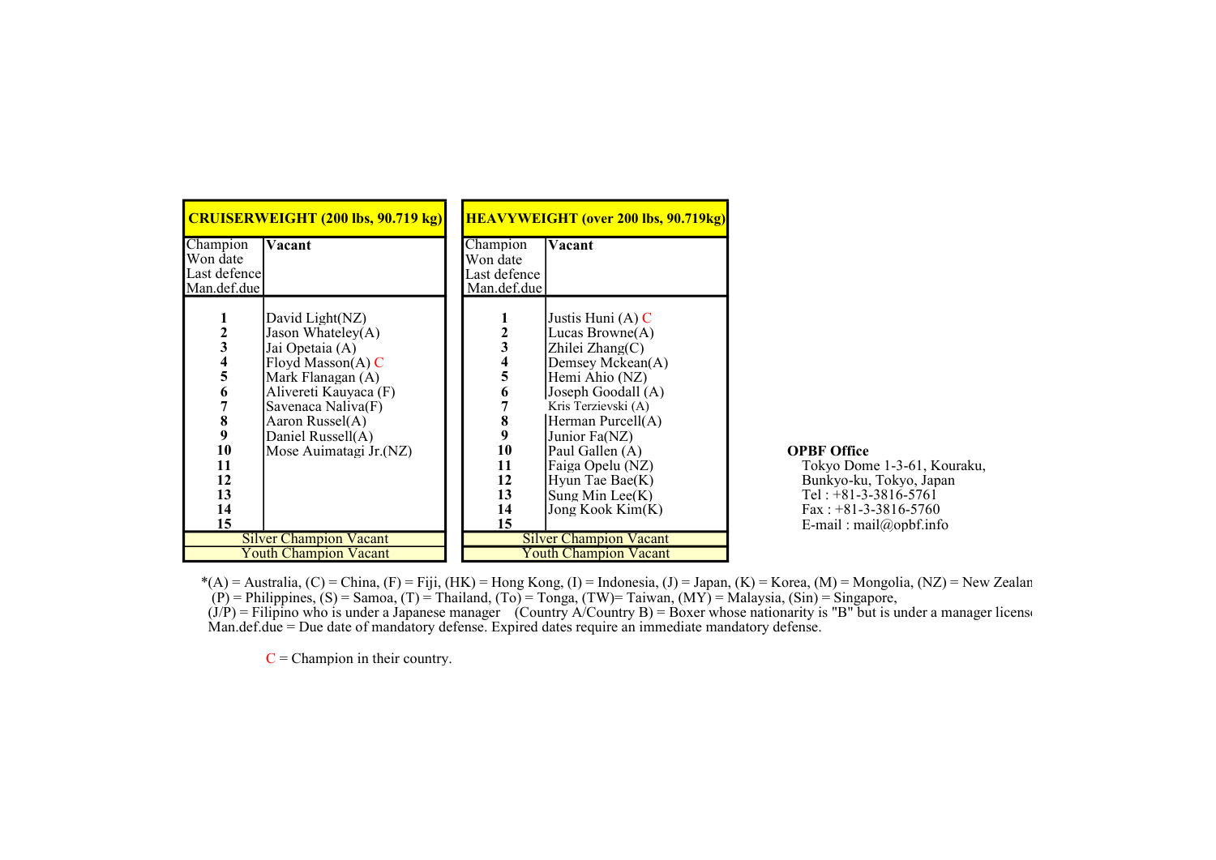| CRUISERWEIGHT (200 lbs, 90.719 kg) | |
|---|---|
| Champion<br>Won date<br>Last defence<br>Man.def.due | **Vacant** |
| 1 | David Light(NZ) |
| 2 | Jason Whateley(A) |
| 3 | Jai Opetaia (A) |
| 4 | Floyd Masson(A) C |
| 5 | Mark Flanagan (A) |
| 6 | Alivereti Kauyaca (F) |
| 7 | Savenaca Naliva(F) |
| 8 | Aaron Russel(A) |
| 9 | Daniel Russell(A) |
| 10 | Mose Auimatagi Jr.(NZ) |
| 11 | |
| 12 | |
| 13 | |
| 14 | |
| 15 | |
| Silver Champion Vacant | |
| Youth Champion Vacant | |

| HEAVYWEIGHT (over 200 lbs, 90.719kg) | |
|---|---|
| Champion<br>Won date<br>Last defence<br>Man.def.due | **Vacant** |
| 1 | Justis Huni (A) C |
| 2 | Lucas Browne(A) |
| 3 | Zhilei Zhang(C) |
| 4 | Demsey Mckean(A) |
| 5 | Hemi Ahio (NZ) |
| 6 | Joseph Goodall (A) |
| 7 | Kris Terzievski (A) |
| 8 | Herman Purcell(A) |
| 9 | Junior Fa(NZ) |
| 10 | Paul Gallen (A) |
| 11 | Faiga Opelu (NZ) |
| 12 | Hyun Tae Bae(K) |
| 13 | Sung Min Lee(K) |
| 14 | Jong Kook Kim(K) |
| 15 | |
| Silver Champion Vacant | |
| Youth Champion Vacant | |

**OPBF Office**
Tokyo Dome 1-3-61, Kouraku,
Bunkyo-ku, Tokyo, Japan
Tel : +81-3-3816-5761
Fax : +81-3-3816-5760
E-mail : mail@opbf.info

*(A) = Australia, (C) = China, (F) = Fiji, (HK) = Hong Kong, (I) = Indonesia, (J) = Japan, (K) = Korea, (M) = Mongolia, (NZ) = New Zealan
(P) = Philippines, (S) = Samoa, (T) = Thailand, (To) = Tonga, (TW)= Taiwan, (MY) = Malaysia, (Sin) = Singapore,
(J/P) = Filipino who is under a Japanese manager (Country A/Country B) = Boxer whose nationarity is "B" but is under a manager licens
Man.def.due = Due date of mandatory defense. Expired dates require an immediate mandatory defense.

C = Champion in their country.